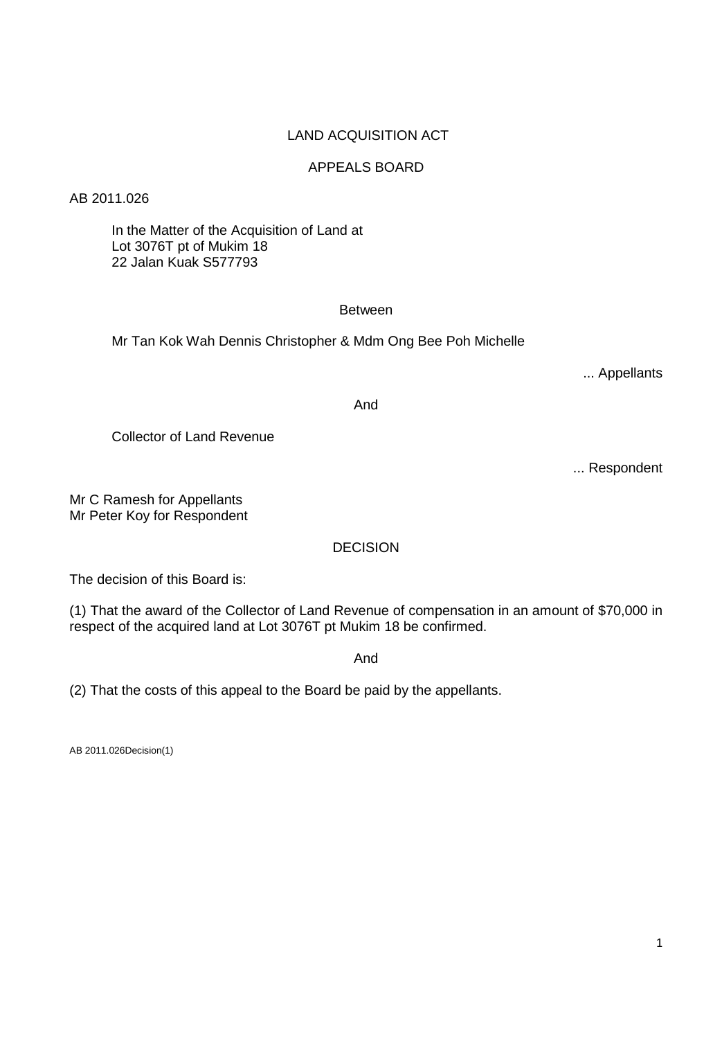LAND ACQUISITION ACT

APPEALS BOARD

AB 2011.026

In the Matter of the Acquisition of Land at
Lot 3076T pt of Mukim 18
22 Jalan Kuak S577793

Between

Mr Tan Kok Wah Dennis Christopher & Mdm Ong Bee Poh Michelle

... Appellants

And

Collector of Land Revenue

... Respondent

Mr C Ramesh for Appellants
Mr Peter Koy for Respondent

DECISION

The decision of this Board is:

(1) That the award of the Collector of Land Revenue of compensation in an amount of $70,000 in respect of the acquired land at Lot 3076T pt Mukim 18 be confirmed.

And

(2) That the costs of this appeal to the Board be paid by the appellants.

AB 2011.026Decision(1)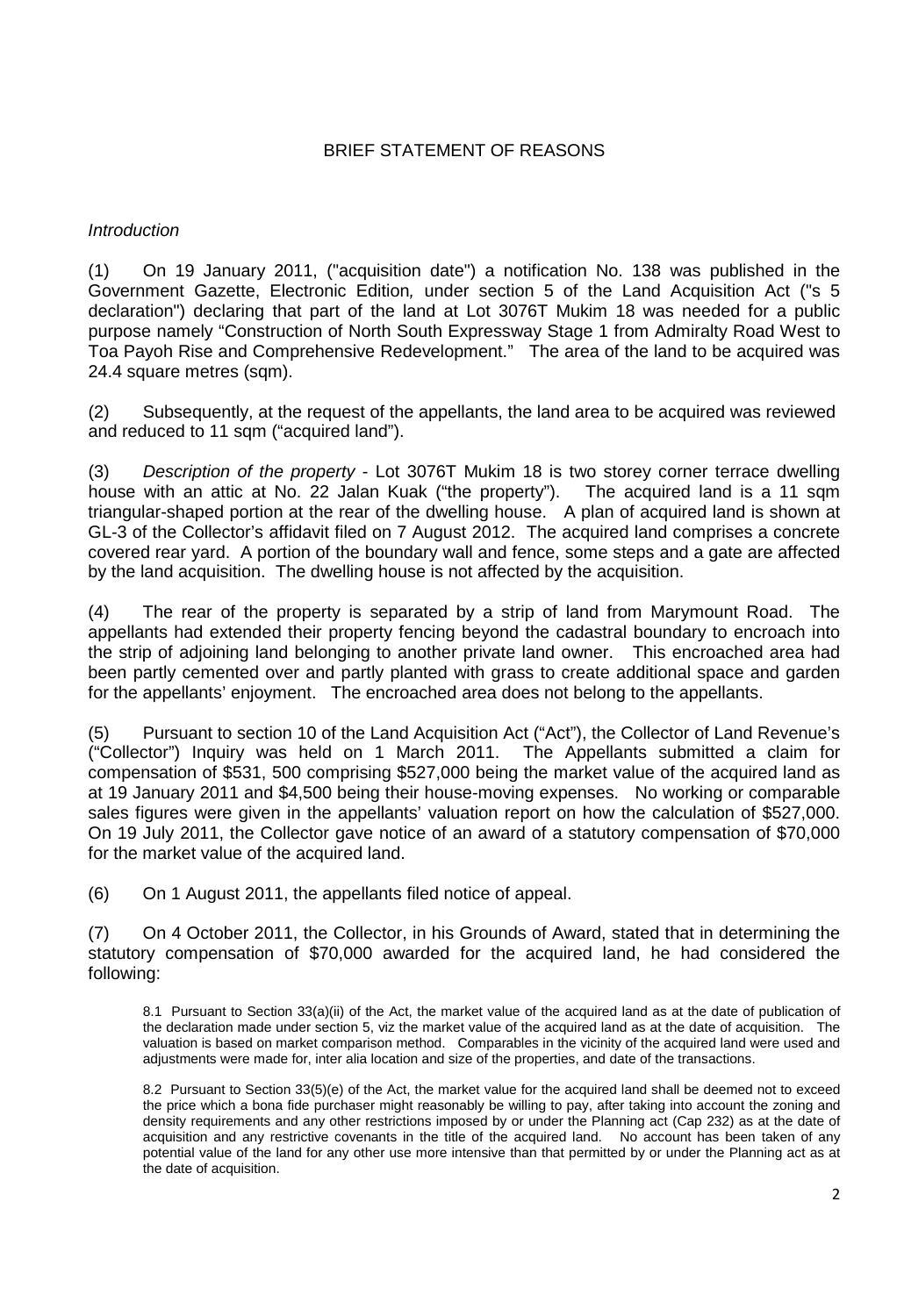# BRIEF STATEMENT OF REASONS

*Introduction*

(1) On 19 January 2011, ("acquisition date") a notification No. 138 was published in the Government Gazette, Electronic Edition*,* under section 5 of the Land Acquisition Act ("s 5 declaration") declaring that part of the land at Lot 3076T Mukim 18 was needed for a public purpose namely "Construction of North South Expressway Stage 1 from Admiralty Road West to Toa Payoh Rise and Comprehensive Redevelopment." The area of the land to be acquired was 24.4 square metres (sqm).

(2) Subsequently, at the request of the appellants, the land area to be acquired was reviewed and reduced to 11 sqm ("acquired land").

(3) *Description of the property* - Lot 3076T Mukim 18 is two storey corner terrace dwelling house with an attic at No. 22 Jalan Kuak ("the property"). The acquired land is a 11 sqm triangular-shaped portion at the rear of the dwelling house. A plan of acquired land is shown at GL-3 of the Collector's affidavit filed on 7 August 2012. The acquired land comprises a concrete covered rear yard. A portion of the boundary wall and fence, some steps and a gate are affected by the land acquisition. The dwelling house is not affected by the acquisition.

(4) The rear of the property is separated by a strip of land from Marymount Road. The appellants had extended their property fencing beyond the cadastral boundary to encroach into the strip of adjoining land belonging to another private land owner. This encroached area had been partly cemented over and partly planted with grass to create additional space and garden for the appellants' enjoyment. The encroached area does not belong to the appellants.

(5) Pursuant to section 10 of the Land Acquisition Act ("Act"), the Collector of Land Revenue's ("Collector") Inquiry was held on 1 March 2011. The Appellants submitted a claim for compensation of $531, 500 comprising $527,000 being the market value of the acquired land as at 19 January 2011 and $4,500 being their house-moving expenses. No working or comparable sales figures were given in the appellants' valuation report on how the calculation of $527,000. On 19 July 2011, the Collector gave notice of an award of a statutory compensation of $70,000 for the market value of the acquired land.

(6) On 1 August 2011, the appellants filed notice of appeal.

(7) On 4 October 2011, the Collector, in his Grounds of Award, stated that in determining the statutory compensation of $70,000 awarded for the acquired land, he had considered the following:

> 8.1 Pursuant to Section 33(a)(ii) of the Act, the market value of the acquired land as at the date of publication of the declaration made under section 5, viz the market value of the acquired land as at the date of acquisition. The valuation is based on market comparison method. Comparables in the vicinity of the acquired land were used and adjustments were made for, inter alia location and size of the properties, and date of the transactions.
>
> 8.2 Pursuant to Section 33(5)(e) of the Act, the market value for the acquired land shall be deemed not to exceed the price which a bona fide purchaser might reasonably be willing to pay, after taking into account the zoning and density requirements and any other restrictions imposed by or under the Planning act (Cap 232) as at the date of acquisition and any restrictive covenants in the title of the acquired land. No account has been taken of any potential value of the land for any other use more intensive than that permitted by or under the Planning act as at the date of acquisition.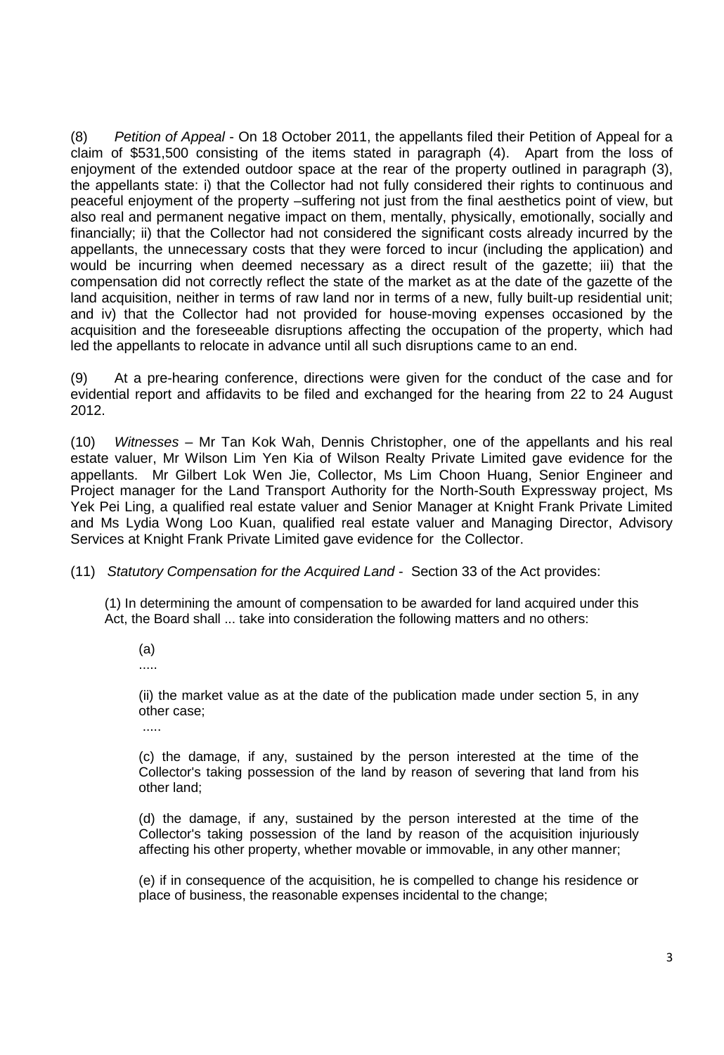(8) *Petition of Appeal* - On 18 October 2011, the appellants filed their Petition of Appeal for a claim of $531,500 consisting of the items stated in paragraph (4). Apart from the loss of enjoyment of the extended outdoor space at the rear of the property outlined in paragraph (3), the appellants state: i) that the Collector had not fully considered their rights to continuous and peaceful enjoyment of the property –suffering not just from the final aesthetics point of view, but also real and permanent negative impact on them, mentally, physically, emotionally, socially and financially; ii) that the Collector had not considered the significant costs already incurred by the appellants, the unnecessary costs that they were forced to incur (including the application) and would be incurring when deemed necessary as a direct result of the gazette; iii) that the compensation did not correctly reflect the state of the market as at the date of the gazette of the land acquisition, neither in terms of raw land nor in terms of a new, fully built-up residential unit; and iv) that the Collector had not provided for house-moving expenses occasioned by the acquisition and the foreseeable disruptions affecting the occupation of the property, which had led the appellants to relocate in advance until all such disruptions came to an end.

(9) At a pre-hearing conference, directions were given for the conduct of the case and for evidential report and affidavits to be filed and exchanged for the hearing from 22 to 24 August 2012.

(10) *Witnesses* – Mr Tan Kok Wah, Dennis Christopher, one of the appellants and his real estate valuer, Mr Wilson Lim Yen Kia of Wilson Realty Private Limited gave evidence for the appellants. Mr Gilbert Lok Wen Jie, Collector, Ms Lim Choon Huang, Senior Engineer and Project manager for the Land Transport Authority for the North-South Expressway project, Ms Yek Pei Ling, a qualified real estate valuer and Senior Manager at Knight Frank Private Limited and Ms Lydia Wong Loo Kuan, qualified real estate valuer and Managing Director, Advisory Services at Knight Frank Private Limited gave evidence for the Collector.

(11) *Statutory Compensation for the Acquired Land* - Section 33 of the Act provides:

> (1) In determining the amount of compensation to be awarded for land acquired under this Act, the Board shall ... take into consideration the following matters and no others:
>
> (a)
>
> .....
>
> (ii) the market value as at the date of the publication made under section 5, in any other case;
>
> .....
>
> (c) the damage, if any, sustained by the person interested at the time of the Collector's taking possession of the land by reason of severing that land from his other land;
>
> (d) the damage, if any, sustained by the person interested at the time of the Collector's taking possession of the land by reason of the acquisition injuriously affecting his other property, whether movable or immovable, in any other manner;
>
> (e) if in consequence of the acquisition, he is compelled to change his residence or place of business, the reasonable expenses incidental to the change;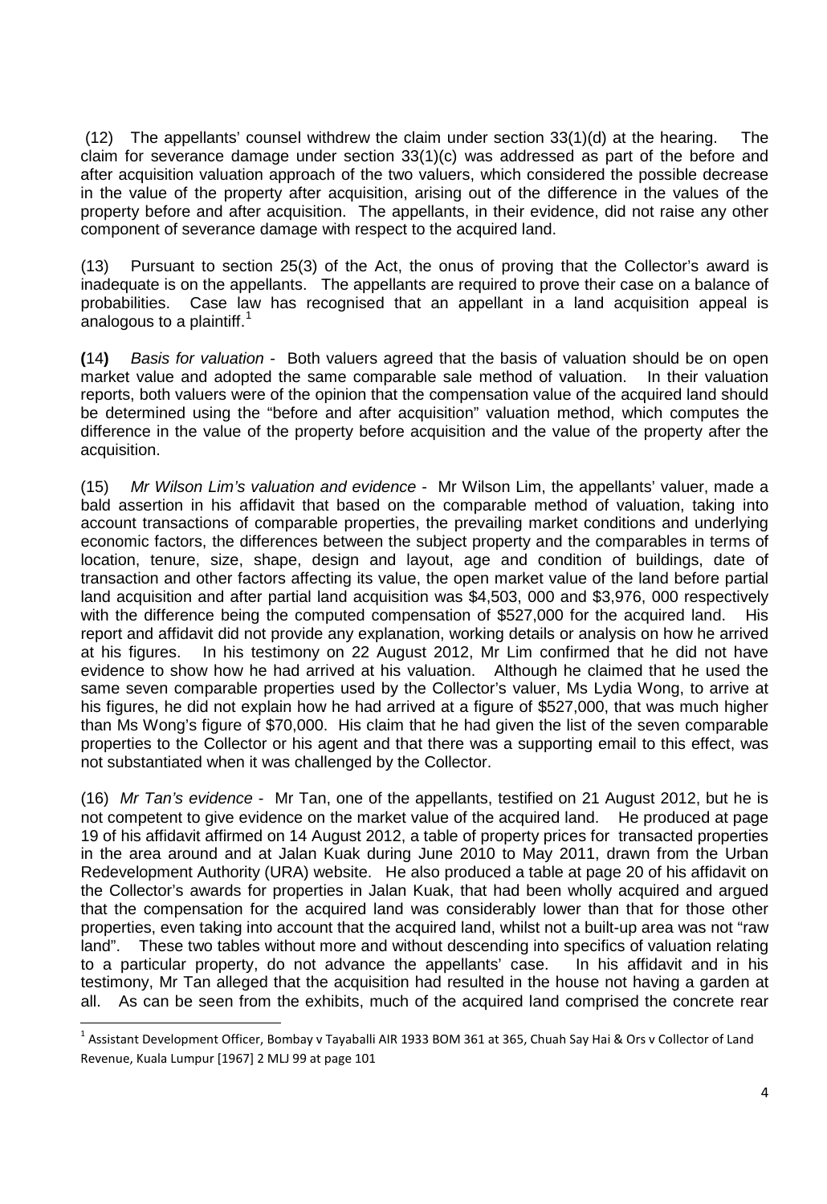(12) The appellants' counsel withdrew the claim under section 33(1)(d) at the hearing. The claim for severance damage under section 33(1)(c) was addressed as part of the before and after acquisition valuation approach of the two valuers, which considered the possible decrease in the value of the property after acquisition, arising out of the difference in the values of the property before and after acquisition. The appellants, in their evidence, did not raise any other component of severance damage with respect to the acquired land.

(13) Pursuant to section 25(3) of the Act, the onus of proving that the Collector's award is inadequate is on the appellants. The appellants are required to prove their case on a balance of probabilities. Case law has recognised that an appellant in a land acquisition appeal is analogous to a plaintiff.[1]

**(**14**)** *Basis for valuation* - Both valuers agreed that the basis of valuation should be on open market value and adopted the same comparable sale method of valuation. In their valuation reports, both valuers were of the opinion that the compensation value of the acquired land should be determined using the "before and after acquisition" valuation method, which computes the difference in the value of the property before acquisition and the value of the property after the acquisition.

(15) *Mr Wilson Lim's valuation and evidence* - Mr Wilson Lim, the appellants' valuer, made a bald assertion in his affidavit that based on the comparable method of valuation, taking into account transactions of comparable properties, the prevailing market conditions and underlying economic factors, the differences between the subject property and the comparables in terms of location, tenure, size, shape, design and layout, age and condition of buildings, date of transaction and other factors affecting its value, the open market value of the land before partial land acquisition and after partial land acquisition was $4,503, 000 and $3,976, 000 respectively with the difference being the computed compensation of $527,000 for the acquired land. His report and affidavit did not provide any explanation, working details or analysis on how he arrived at his figures. In his testimony on 22 August 2012, Mr Lim confirmed that he did not have evidence to show how he had arrived at his valuation. Although he claimed that he used the same seven comparable properties used by the Collector's valuer, Ms Lydia Wong, to arrive at his figures, he did not explain how he had arrived at a figure of $527,000, that was much higher than Ms Wong's figure of $70,000. His claim that he had given the list of the seven comparable properties to the Collector or his agent and that there was a supporting email to this effect, was not substantiated when it was challenged by the Collector.

(16) *Mr Tan's evidence* - Mr Tan, one of the appellants, testified on 21 August 2012, but he is not competent to give evidence on the market value of the acquired land. He produced at page 19 of his affidavit affirmed on 14 August 2012, a table of property prices for transacted properties in the area around and at Jalan Kuak during June 2010 to May 2011, drawn from the Urban Redevelopment Authority (URA) website. He also produced a table at page 20 of his affidavit on the Collector's awards for properties in Jalan Kuak, that had been wholly acquired and argued that the compensation for the acquired land was considerably lower than that for those other properties, even taking into account that the acquired land, whilst not a built-up area was not "raw land". These two tables without more and without descending into specifics of valuation relating to a particular property, do not advance the appellants' case. In his affidavit and in his testimony, Mr Tan alleged that the acquisition had resulted in the house not having a garden at all. As can be seen from the exhibits, much of the acquired land comprised the concrete rear

---

[1] Assistant Development Officer, Bombay v Tayaballi AIR 1933 BOM 361 at 365, Chuah Say Hai & Ors v Collector of Land Revenue, Kuala Lumpur [1967] 2 MLJ 99 at page 101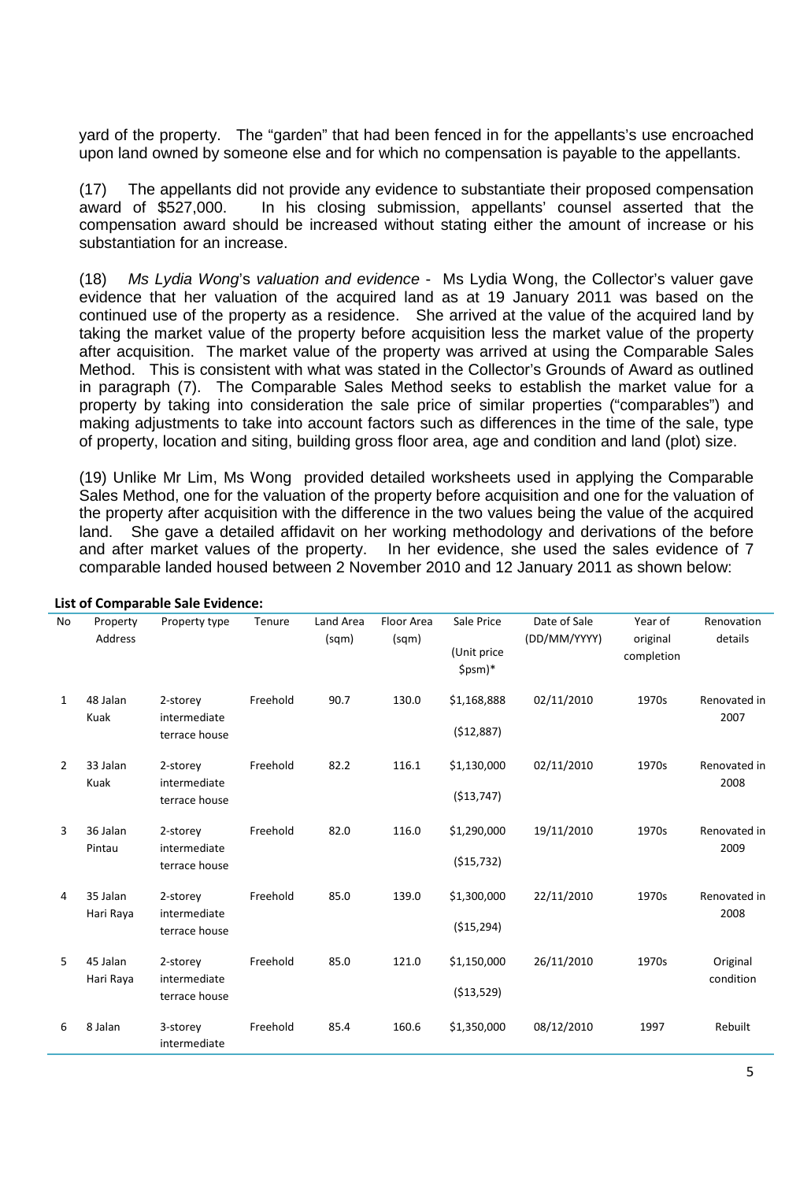yard of the property. The "garden" that had been fenced in for the appellants's use encroached upon land owned by someone else and for which no compensation is payable to the appellants.

(17) The appellants did not provide any evidence to substantiate their proposed compensation award of $527,000. In his closing submission, appellants' counsel asserted that the compensation award should be increased without stating either the amount of increase or his substantiation for an increase.

(18) *Ms Lydia Wong's valuation and evidence* - Ms Lydia Wong, the Collector's valuer gave evidence that her valuation of the acquired land as at 19 January 2011 was based on the continued use of the property as a residence. She arrived at the value of the acquired land by taking the market value of the property before acquisition less the market value of the property after acquisition. The market value of the property was arrived at using the Comparable Sales Method. This is consistent with what was stated in the Collector's Grounds of Award as outlined in paragraph (7). The Comparable Sales Method seeks to establish the market value for a property by taking into consideration the sale price of similar properties ("comparables") and making adjustments to take into account factors such as differences in the time of the sale, type of property, location and siting, building gross floor area, age and condition and land (plot) size.

(19) Unlike Mr Lim, Ms Wong provided detailed worksheets used in applying the Comparable Sales Method, one for the valuation of the property before acquisition and one for the valuation of the property after acquisition with the difference in the two values being the value of the acquired land. She gave a detailed affidavit on her working methodology and derivations of the before and after market values of the property. In her evidence, she used the sales evidence of 7 comparable landed housed between 2 November 2010 and 12 January 2011 as shown below:

**List of Comparable Sale Evidence:**

| No | Property Address | Property type | Tenure | Land Area (sqm) | Floor Area (sqm) | Sale Price (Unit price $psm)* | Date of Sale (DD/MM/YYYY) | Year of original completion | Renovation details |
|---|---|---|---|---|---|---|---|---|---|
| 1 | 48 Jalan Kuak | 2-storey intermediate terrace house | Freehold | 90.7 | 130.0 | $1,168,888 ($12,887) | 02/11/2010 | 1970s | Renovated in 2007 |
| 2 | 33 Jalan Kuak | 2-storey intermediate terrace house | Freehold | 82.2 | 116.1 | $1,130,000 ($13,747) | 02/11/2010 | 1970s | Renovated in 2008 |
| 3 | 36 Jalan Pintau | 2-storey intermediate terrace house | Freehold | 82.0 | 116.0 | $1,290,000 ($15,732) | 19/11/2010 | 1970s | Renovated in 2009 |
| 4 | 35 Jalan Hari Raya | 2-storey intermediate terrace house | Freehold | 85.0 | 139.0 | $1,300,000 ($15,294) | 22/11/2010 | 1970s | Renovated in 2008 |
| 5 | 45 Jalan Hari Raya | 2-storey intermediate terrace house | Freehold | 85.0 | 121.0 | $1,150,000 ($13,529) | 26/11/2010 | 1970s | Original condition |
| 6 | 8 Jalan | 3-storey intermediate | Freehold | 85.4 | 160.6 | $1,350,000 | 08/12/2010 | 1997 | Rebuilt |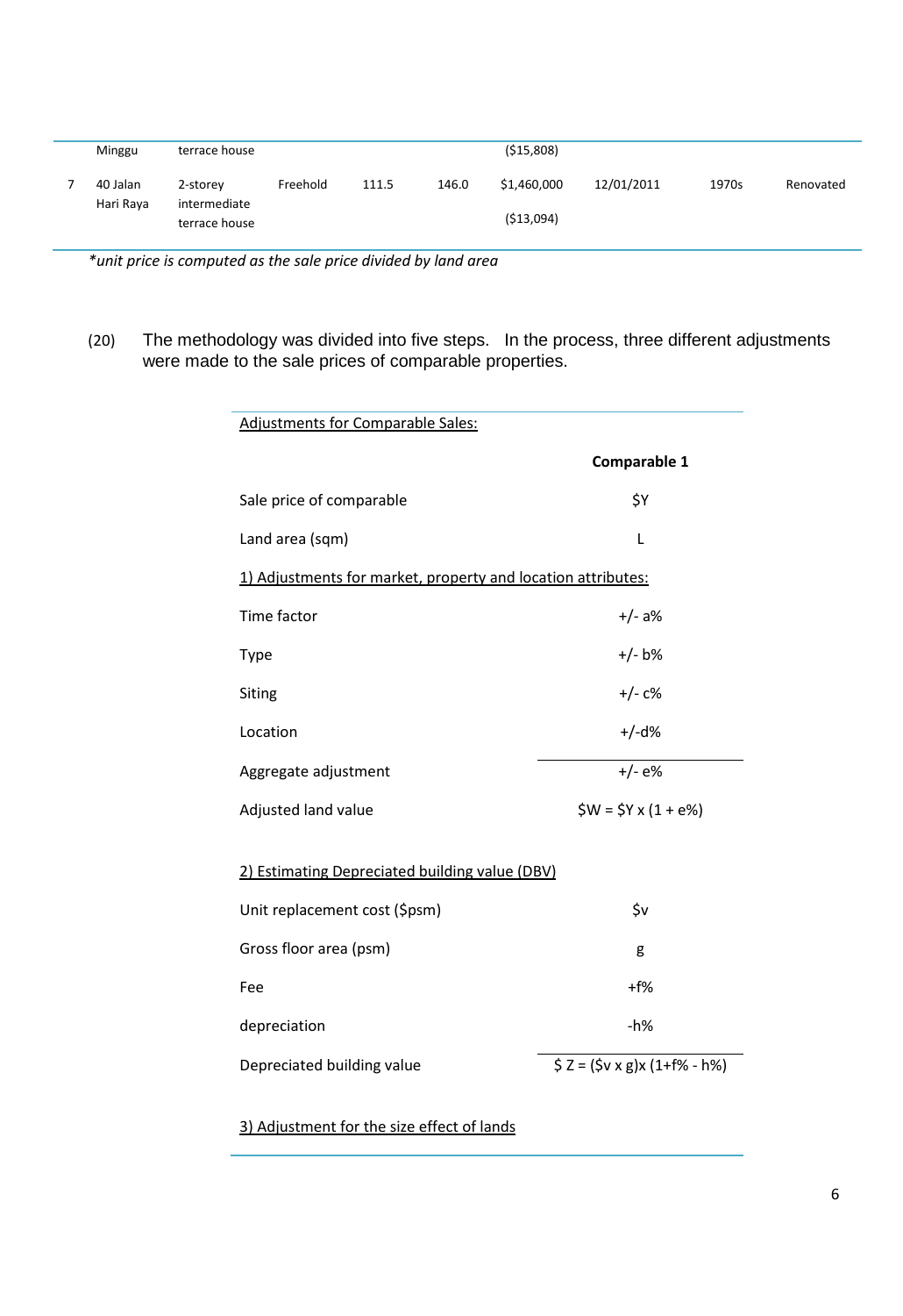| | Minggu | terrace house | | | | ($15,808) | | | |
|---|---|---|---|---|---|---|---|---|---|
| 7 | 40 Jalan Hari Raya | 2-storey intermediate terrace house | Freehold | 111.5 | 146.0 | $1,460,000 ($13,094) | 12/01/2011 | 1970s | Renovated |

*\*unit price is computed as the sale price divided by land area*

(20) The methodology was divided into five steps. In the process, three different adjustments were made to the sale prices of comparable properties.

| Adjustments for Comparable Sales: | |
|---|---|
| | **Comparable 1** |
| Sale price of comparable | $Y |
| Land area (sqm) | L |
| 1) Adjustments for market, property and location attributes: | |
| Time factor | +/- a% |
| Type | +/- b% |
| Siting | +/- c% |
| Location | +/-d% |
| Aggregate adjustment | +/- e% |
| Adjusted land value | $W = $Y x (1 + e%) |
| 2) Estimating Depreciated building value (DBV) | |
| Unit replacement cost ($psm) | $v |
| Gross floor area (psm) | g |
| Fee | +f% |
| depreciation | -h% |
| Depreciated building value | $ Z = ($v x g)x (1+f% - h%) |
| 3) Adjustment for the size effect of lands | |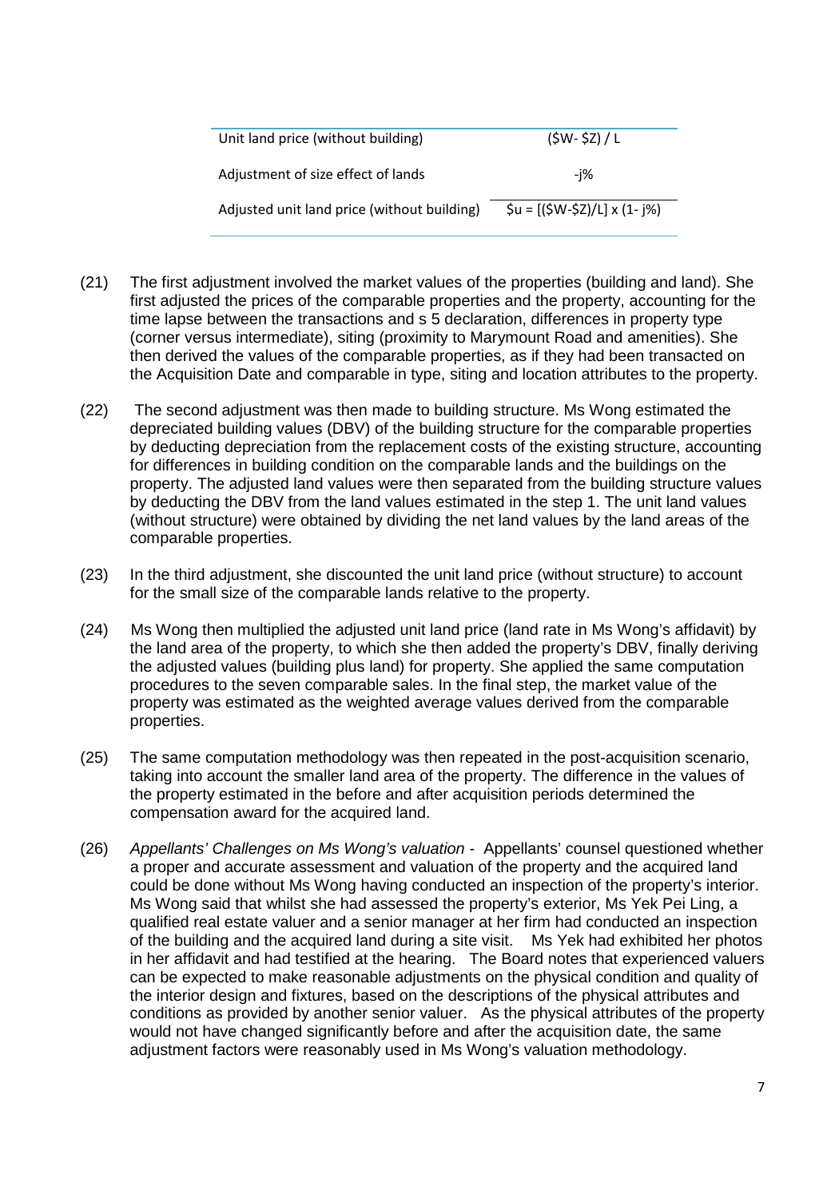| | |
|---|---|
| Unit land price (without building) | $(\$W - \$Z) / L$ |
| Adjustment of size effect of lands | $-j\%$ |
| Adjusted unit land price (without building) | $\$u = [(\$W - \$Z)/L] \times (1 - j\%)$ |

(21) The first adjustment involved the market values of the properties (building and land). She first adjusted the prices of the comparable properties and the property, accounting for the time lapse between the transactions and s 5 declaration, differences in property type (corner versus intermediate), siting (proximity to Marymount Road and amenities). She then derived the values of the comparable properties, as if they had been transacted on the Acquisition Date and comparable in type, siting and location attributes to the property.

(22) The second adjustment was then made to building structure. Ms Wong estimated the depreciated building values (DBV) of the building structure for the comparable properties by deducting depreciation from the replacement costs of the existing structure, accounting for differences in building condition on the comparable lands and the buildings on the property. The adjusted land values were then separated from the building structure values by deducting the DBV from the land values estimated in the step 1. The unit land values (without structure) were obtained by dividing the net land values by the land areas of the comparable properties.

(23) In the third adjustment, she discounted the unit land price (without structure) to account for the small size of the comparable lands relative to the property.

(24) Ms Wong then multiplied the adjusted unit land price (land rate in Ms Wong's affidavit) by the land area of the property, to which she then added the property's DBV, finally deriving the adjusted values (building plus land) for property. She applied the same computation procedures to the seven comparable sales. In the final step, the market value of the property was estimated as the weighted average values derived from the comparable properties.

(25) The same computation methodology was then repeated in the post-acquisition scenario, taking into account the smaller land area of the property. The difference in the values of the property estimated in the before and after acquisition periods determined the compensation award for the acquired land.

(26) *Appellants' Challenges on Ms Wong's valuation* - Appellants' counsel questioned whether a proper and accurate assessment and valuation of the property and the acquired land could be done without Ms Wong having conducted an inspection of the property's interior. Ms Wong said that whilst she had assessed the property's exterior, Ms Yek Pei Ling, a qualified real estate valuer and a senior manager at her firm had conducted an inspection of the building and the acquired land during a site visit. Ms Yek had exhibited her photos in her affidavit and had testified at the hearing. The Board notes that experienced valuers can be expected to make reasonable adjustments on the physical condition and quality of the interior design and fixtures, based on the descriptions of the physical attributes and conditions as provided by another senior valuer. As the physical attributes of the property would not have changed significantly before and after the acquisition date, the same adjustment factors were reasonably used in Ms Wong's valuation methodology.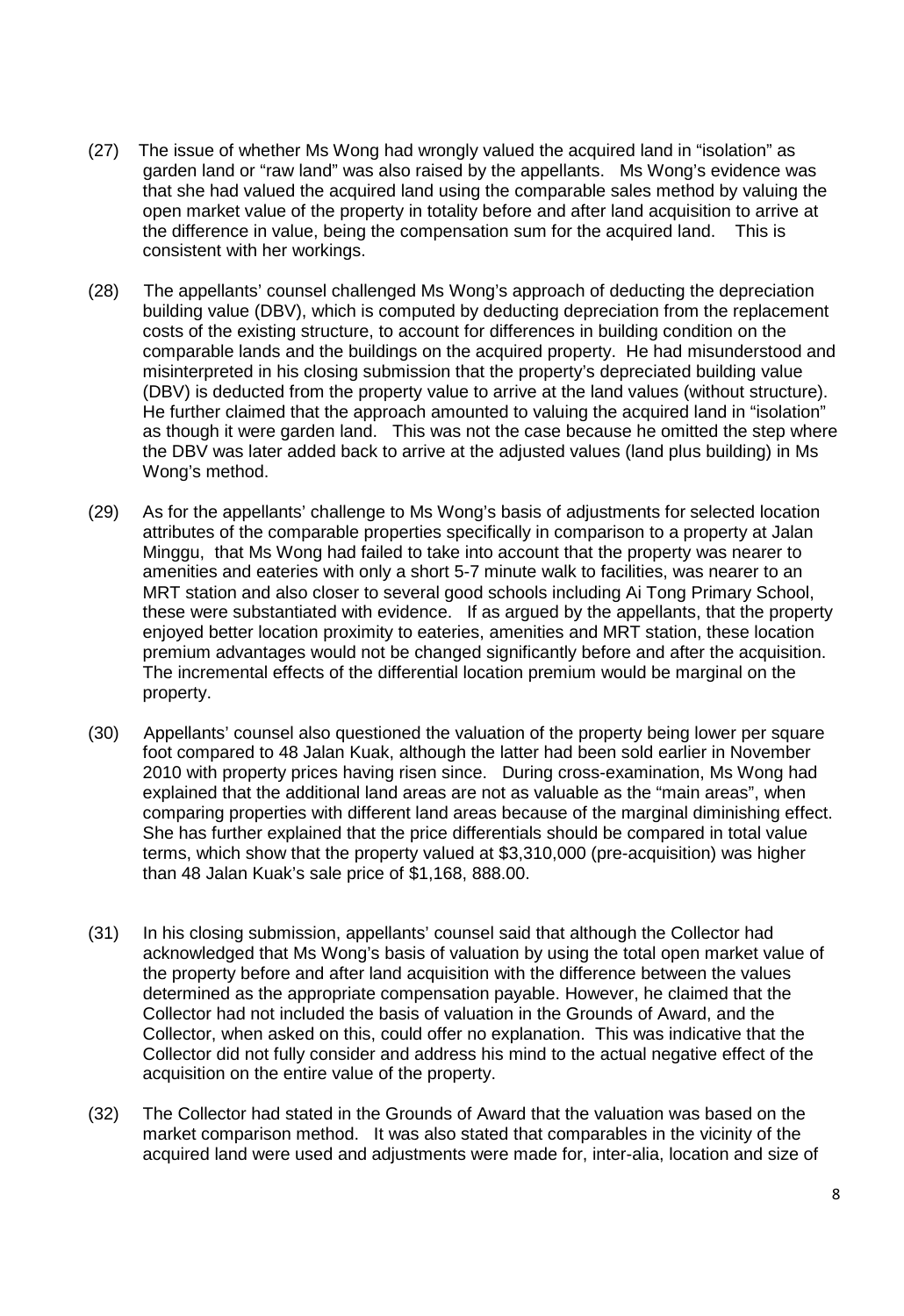(27) The issue of whether Ms Wong had wrongly valued the acquired land in "isolation" as garden land or "raw land" was also raised by the appellants. Ms Wong's evidence was that she had valued the acquired land using the comparable sales method by valuing the open market value of the property in totality before and after land acquisition to arrive at the difference in value, being the compensation sum for the acquired land. This is consistent with her workings.

(28) The appellants' counsel challenged Ms Wong's approach of deducting the depreciation building value (DBV), which is computed by deducting depreciation from the replacement costs of the existing structure, to account for differences in building condition on the comparable lands and the buildings on the acquired property. He had misunderstood and misinterpreted in his closing submission that the property's depreciated building value (DBV) is deducted from the property value to arrive at the land values (without structure). He further claimed that the approach amounted to valuing the acquired land in "isolation" as though it were garden land. This was not the case because he omitted the step where the DBV was later added back to arrive at the adjusted values (land plus building) in Ms Wong's method.

(29) As for the appellants' challenge to Ms Wong's basis of adjustments for selected location attributes of the comparable properties specifically in comparison to a property at Jalan Minggu, that Ms Wong had failed to take into account that the property was nearer to amenities and eateries with only a short 5-7 minute walk to facilities, was nearer to an MRT station and also closer to several good schools including Ai Tong Primary School, these were substantiated with evidence. If as argued by the appellants, that the property enjoyed better location proximity to eateries, amenities and MRT station, these location premium advantages would not be changed significantly before and after the acquisition. The incremental effects of the differential location premium would be marginal on the property.

(30) Appellants' counsel also questioned the valuation of the property being lower per square foot compared to 48 Jalan Kuak, although the latter had been sold earlier in November 2010 with property prices having risen since. During cross-examination, Ms Wong had explained that the additional land areas are not as valuable as the "main areas", when comparing properties with different land areas because of the marginal diminishing effect. She has further explained that the price differentials should be compared in total value terms, which show that the property valued at $3,310,000 (pre-acquisition) was higher than 48 Jalan Kuak's sale price of $1,168, 888.00.

(31) In his closing submission, appellants' counsel said that although the Collector had acknowledged that Ms Wong's basis of valuation by using the total open market value of the property before and after land acquisition with the difference between the values determined as the appropriate compensation payable. However, he claimed that the Collector had not included the basis of valuation in the Grounds of Award, and the Collector, when asked on this, could offer no explanation. This was indicative that the Collector did not fully consider and address his mind to the actual negative effect of the acquisition on the entire value of the property.

(32) The Collector had stated in the Grounds of Award that the valuation was based on the market comparison method. It was also stated that comparables in the vicinity of the acquired land were used and adjustments were made for, inter-alia, location and size of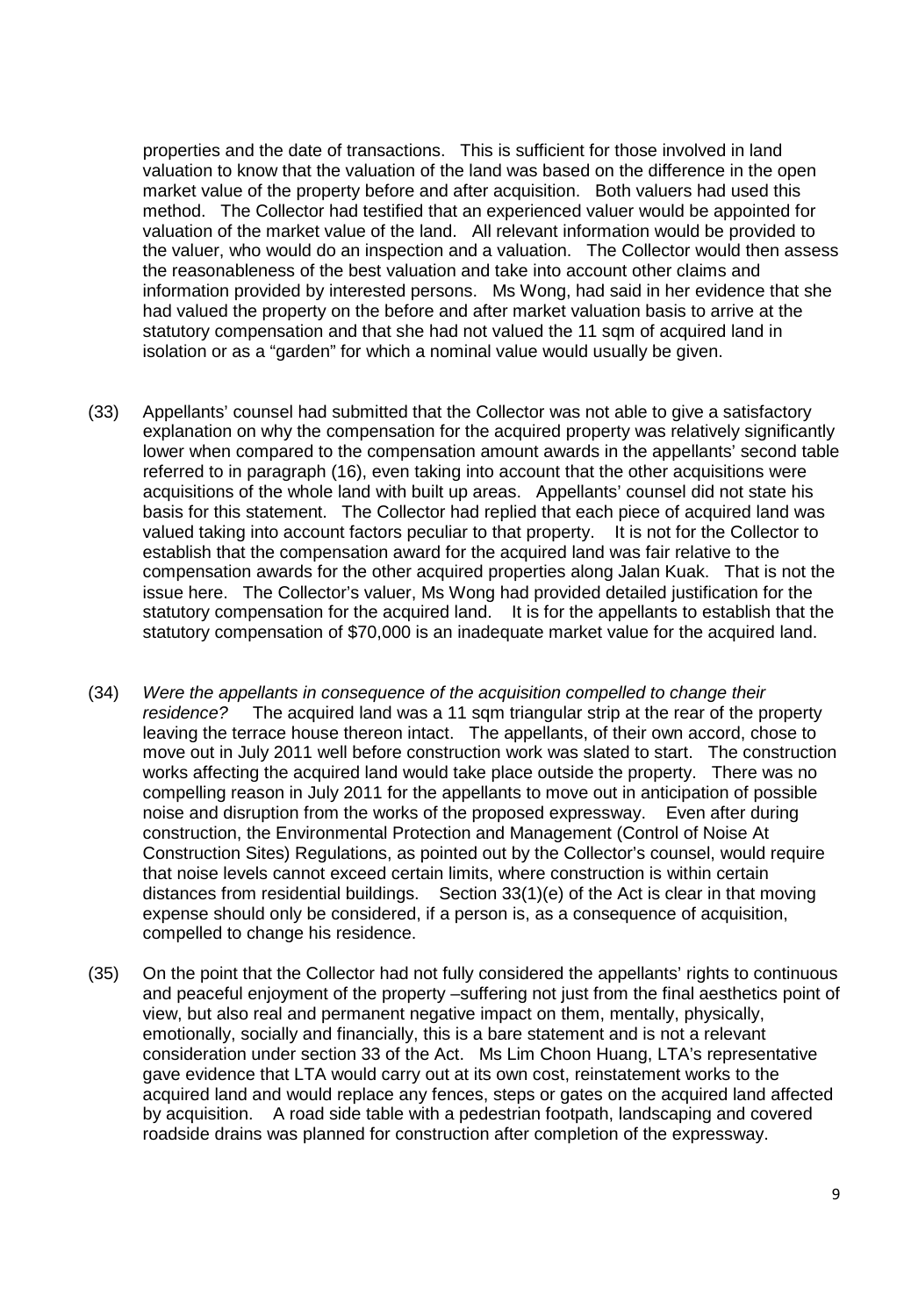properties and the date of transactions. This is sufficient for those involved in land valuation to know that the valuation of the land was based on the difference in the open market value of the property before and after acquisition. Both valuers had used this method. The Collector had testified that an experienced valuer would be appointed for valuation of the market value of the land. All relevant information would be provided to the valuer, who would do an inspection and a valuation. The Collector would then assess the reasonableness of the best valuation and take into account other claims and information provided by interested persons. Ms Wong, had said in her evidence that she had valued the property on the before and after market valuation basis to arrive at the statutory compensation and that she had not valued the 11 sqm of acquired land in isolation or as a "garden" for which a nominal value would usually be given.

(33) Appellants' counsel had submitted that the Collector was not able to give a satisfactory explanation on why the compensation for the acquired property was relatively significantly lower when compared to the compensation amount awards in the appellants' second table referred to in paragraph (16), even taking into account that the other acquisitions were acquisitions of the whole land with built up areas. Appellants' counsel did not state his basis for this statement. The Collector had replied that each piece of acquired land was valued taking into account factors peculiar to that property. It is not for the Collector to establish that the compensation award for the acquired land was fair relative to the compensation awards for the other acquired properties along Jalan Kuak. That is not the issue here. The Collector's valuer, Ms Wong had provided detailed justification for the statutory compensation for the acquired land. It is for the appellants to establish that the statutory compensation of $70,000 is an inadequate market value for the acquired land.

(34) *Were the appellants in consequence of the acquisition compelled to change their residence?* The acquired land was a 11 sqm triangular strip at the rear of the property leaving the terrace house thereon intact. The appellants, of their own accord, chose to move out in July 2011 well before construction work was slated to start. The construction works affecting the acquired land would take place outside the property. There was no compelling reason in July 2011 for the appellants to move out in anticipation of possible noise and disruption from the works of the proposed expressway. Even after during construction, the Environmental Protection and Management (Control of Noise At Construction Sites) Regulations, as pointed out by the Collector's counsel, would require that noise levels cannot exceed certain limits, where construction is within certain distances from residential buildings. Section 33(1)(e) of the Act is clear in that moving expense should only be considered, if a person is, as a consequence of acquisition, compelled to change his residence.

(35) On the point that the Collector had not fully considered the appellants' rights to continuous and peaceful enjoyment of the property –suffering not just from the final aesthetics point of view, but also real and permanent negative impact on them, mentally, physically, emotionally, socially and financially, this is a bare statement and is not a relevant consideration under section 33 of the Act. Ms Lim Choon Huang, LTA's representative gave evidence that LTA would carry out at its own cost, reinstatement works to the acquired land and would replace any fences, steps or gates on the acquired land affected by acquisition. A road side table with a pedestrian footpath, landscaping and covered roadside drains was planned for construction after completion of the expressway.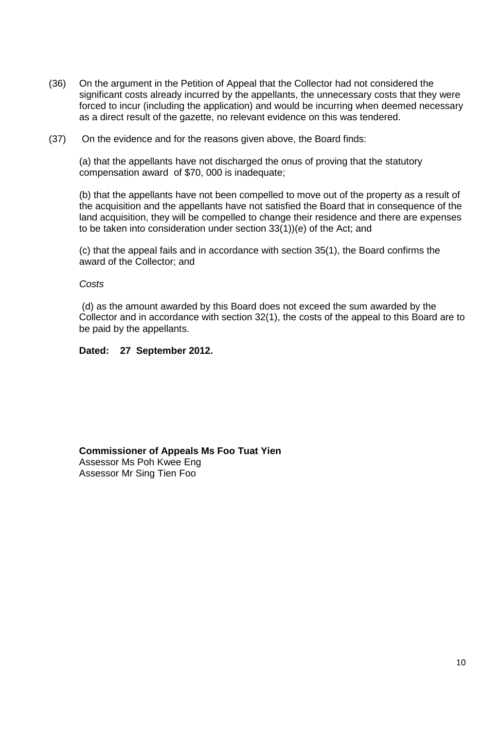(36) On the argument in the Petition of Appeal that the Collector had not considered the significant costs already incurred by the appellants, the unnecessary costs that they were forced to incur (including the application) and would be incurring when deemed necessary as a direct result of the gazette, no relevant evidence on this was tendered.

(37) On the evidence and for the reasons given above, the Board finds:

(a) that the appellants have not discharged the onus of proving that the statutory compensation award of $70, 000 is inadequate;

(b) that the appellants have not been compelled to move out of the property as a result of the acquisition and the appellants have not satisfied the Board that in consequence of the land acquisition, they will be compelled to change their residence and there are expenses to be taken into consideration under section 33(1))(e) of the Act; and

(c) that the appeal fails and in accordance with section 35(1), the Board confirms the award of the Collector; and

*Costs*

(d) as the amount awarded by this Board does not exceed the sum awarded by the Collector and in accordance with section 32(1), the costs of the appeal to this Board are to be paid by the appellants.

**Dated: 27 September 2012.**

**Commissioner of Appeals Ms Foo Tuat Yien**
Assessor Ms Poh Kwee Eng
Assessor Mr Sing Tien Foo